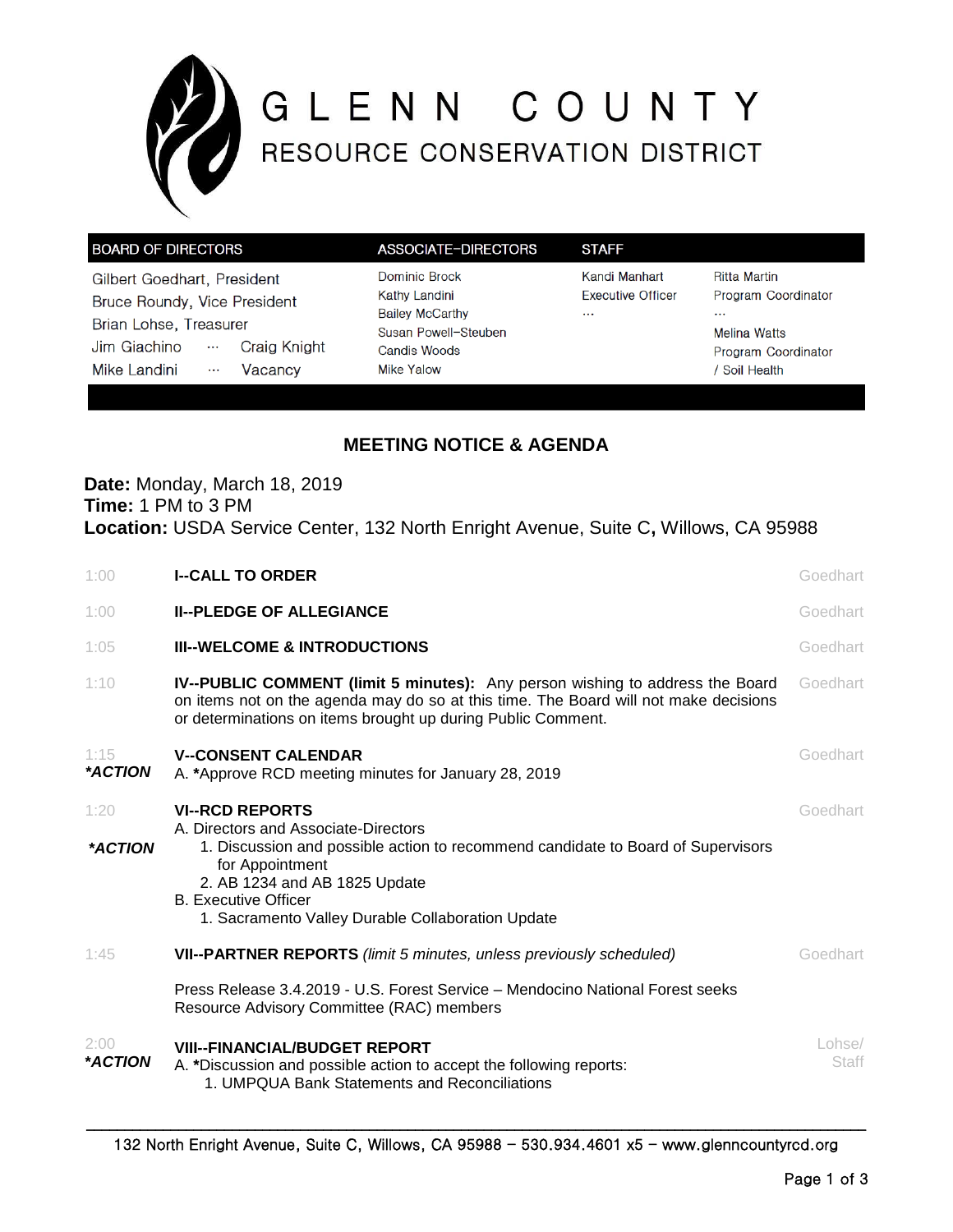# GLENN COUNTY
## RESOURCE CONSERVATION DISTRICT

| BOARD OF DIRECTORS | ASSOCIATE-DIRECTORS | STAFF | |
|---|---|---|---|
| Gilbert Goedhart, President | Dominic Brock | Kandi Manhart | Ritta Martin |
| Bruce Roundy, Vice President | Kathy Landini | Executive Officer | Program Coordinator |
| Brian Lohse, Treasurer | Bailey McCarthy | … | … |
| Jim Giachino … Craig Knight | Susan Powell-Steuben | | Melina Watts |
| Mike Landini … Vacancy | Candis Woods | | Program Coordinator |
| | Mike Yalow | | / Soil Health |

## MEETING NOTICE & AGENDA

**Date:** Monday, March 18, 2019
**Time:** 1 PM to 3 PM
**Location:** USDA Service Center, 132 North Enright Avenue, Suite C**,** Willows, CA 95988

| | | |
|---|---|---|
| 1:00 | **I--CALL TO ORDER** | Goedhart |
| 1:00 | **II--PLEDGE OF ALLEGIANCE** | Goedhart |
| 1:05 | **III--WELCOME & INTRODUCTIONS** | Goedhart |
| 1:10 | **IV--PUBLIC COMMENT (limit 5 minutes):** Any person wishing to address the Board on items not on the agenda may do so at this time. The Board will not make decisions or determinations on items brought up during Public Comment. | Goedhart |
| 1:15<br>***ACTION** | **V--CONSENT CALENDAR**<br>A. ***Approve RCD meeting minutes for January 28, 2019 | Goedhart |
| 1:20<br>***ACTION** | **VI--RCD REPORTS**<br>A. Directors and Associate-Directors<br>1. Discussion and possible action to recommend candidate to Board of Supervisors for Appointment<br>2. AB 1234 and AB 1825 Update<br>B. Executive Officer<br>1. Sacramento Valley Durable Collaboration Update | Goedhart |
| 1:45 | **VII--PARTNER REPORTS** *(limit 5 minutes, unless previously scheduled)*<br><br>Press Release 3.4.2019 - U.S. Forest Service – Mendocino National Forest seeks Resource Advisory Committee (RAC) members | Goedhart |
| 2:00<br>***ACTION** | **VIII--FINANCIAL/BUDGET REPORT**<br>A. ***Discussion and possible action to accept the following reports:<br>1. UMPQUA Bank Statements and Reconciliations | Lohse/ Staff |

132 North Enright Avenue, Suite C, Willows, CA 95988 – 530.934.4601 x5 – www.glenncountyrcd.org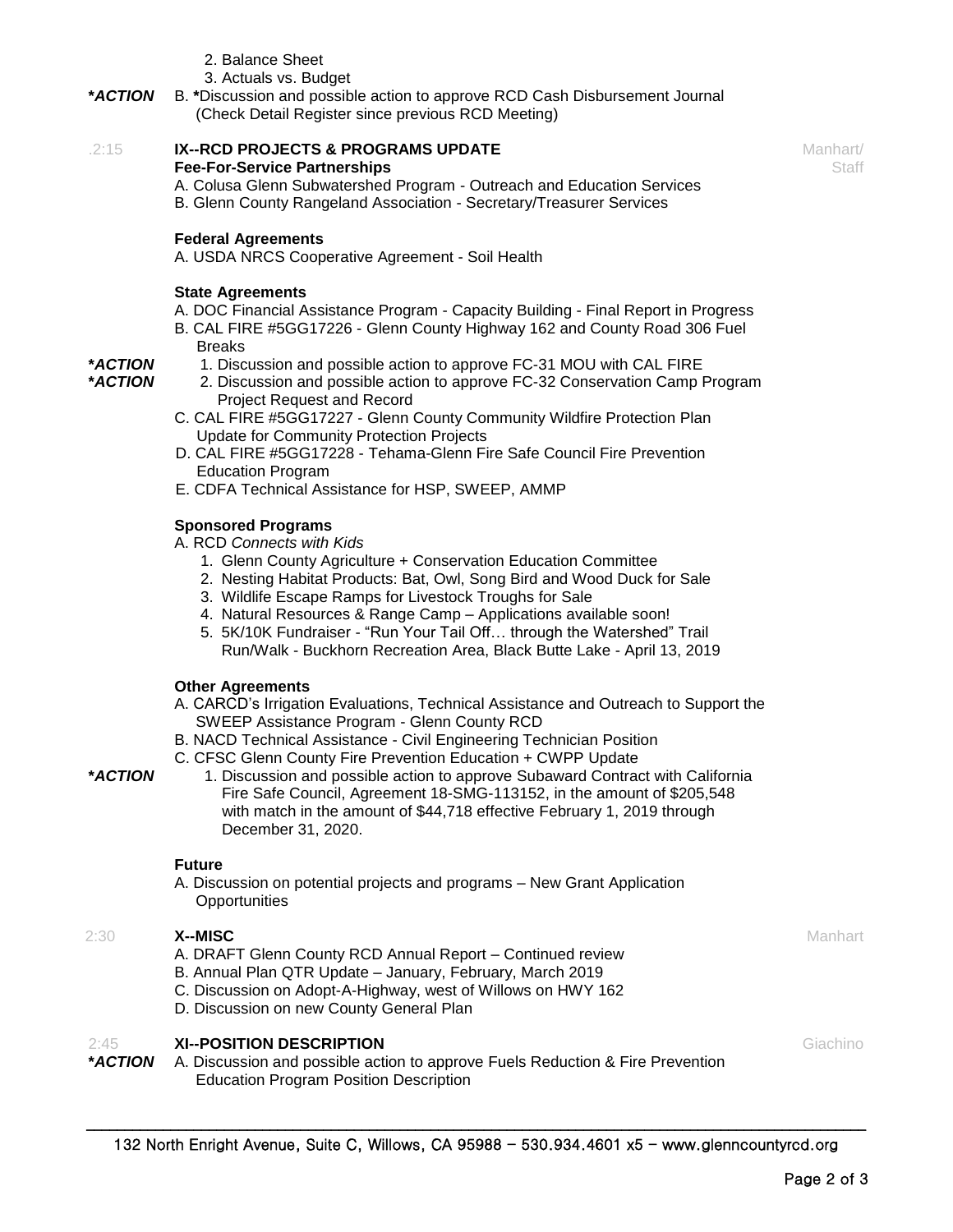2. Balance Sheet
3. Actuals vs. Budget

***ACTION*** B. ***Discussion and possible action to approve RCD Cash Disbursement Journal (Check Detail Register since previous RCD Meeting)

.2:15 **IX--RCD PROJECTS & PROGRAMS UPDATE** Manhart/ Staff

**Fee-For-Service Partnerships**

A. Colusa Glenn Subwatershed Program - Outreach and Education Services
B. Glenn County Rangeland Association - Secretary/Treasurer Services

**Federal Agreements**

A. USDA NRCS Cooperative Agreement - Soil Health

**State Agreements**

A. DOC Financial Assistance Program - Capacity Building - Final Report in Progress
B. CAL FIRE #5GG17226 - Glenn County Highway 162 and County Road 306 Fuel Breaks

***ACTION*** 1. Discussion and possible action to approve FC-31 MOU with CAL FIRE

***ACTION*** 2. Discussion and possible action to approve FC-32 Conservation Camp Program Project Request and Record

C. CAL FIRE #5GG17227 - Glenn County Community Wildfire Protection Plan Update for Community Protection Projects
D. CAL FIRE #5GG17228 - Tehama-Glenn Fire Safe Council Fire Prevention Education Program
E. CDFA Technical Assistance for HSP, SWEEP, AMMP

**Sponsored Programs**

A. RCD *Connects with Kids*
1. Glenn County Agriculture + Conservation Education Committee
2. Nesting Habitat Products: Bat, Owl, Song Bird and Wood Duck for Sale
3. Wildlife Escape Ramps for Livestock Troughs for Sale
4. Natural Resources & Range Camp – Applications available soon!
5. 5K/10K Fundraiser - "Run Your Tail Off… through the Watershed" Trail Run/Walk - Buckhorn Recreation Area, Black Butte Lake - April 13, 2019

**Other Agreements**

A. CARCD's Irrigation Evaluations, Technical Assistance and Outreach to Support the SWEEP Assistance Program - Glenn County RCD
B. NACD Technical Assistance - Civil Engineering Technician Position
C. CFSC Glenn County Fire Prevention Education + CWPP Update

***ACTION*** 1. Discussion and possible action to approve Subaward Contract with California Fire Safe Council, Agreement 18-SMG-113152, in the amount of $205,548 with match in the amount of $44,718 effective February 1, 2019 through December 31, 2020.

**Future**

A. Discussion on potential projects and programs – New Grant Application Opportunities

2:30 **X--MISC** Manhart

A. DRAFT Glenn County RCD Annual Report – Continued review
B. Annual Plan QTR Update – January, February, March 2019
C. Discussion on Adopt-A-Highway, west of Willows on HWY 162
D. Discussion on new County General Plan

2:45 **XI--POSITION DESCRIPTION** Giachino

***ACTION*** A. Discussion and possible action to approve Fuels Reduction & Fire Prevention Education Program Position Description

132 North Enright Avenue, Suite C, Willows, CA 95988 – 530.934.4601 x5 – www.glenncountyrcd.org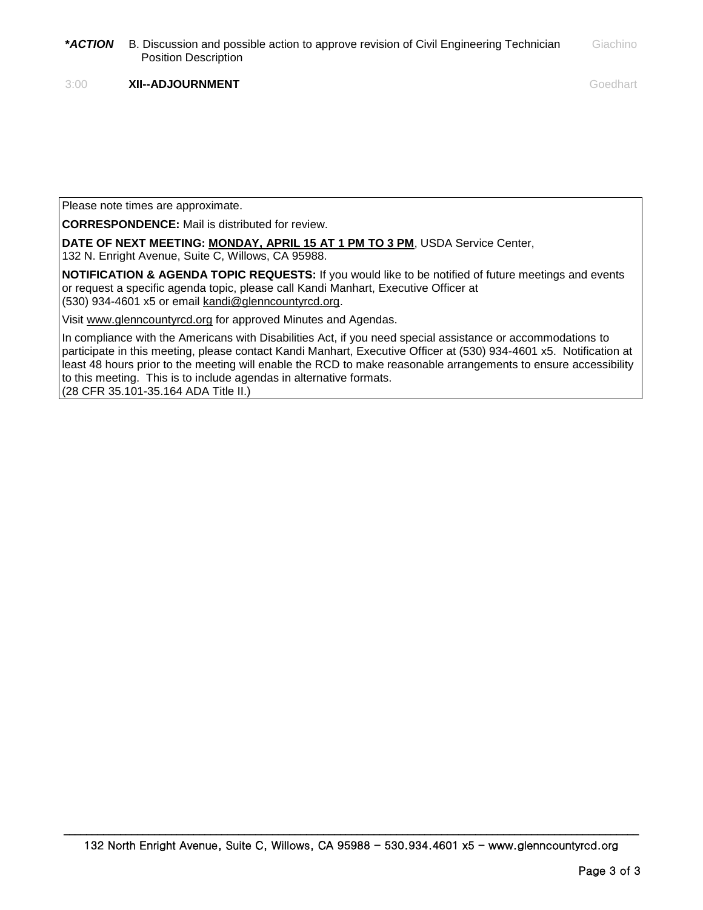***ACTION** B. Discussion and possible action to approve revision of Civil Engineering Technician Position Description Giachino

3:00 **XII--ADJOURNMENT** Goedhart

Please note times are approximate.

**CORRESPONDENCE:** Mail is distributed for review.

**DATE OF NEXT MEETING: MONDAY, APRIL 15 AT 1 PM TO 3 PM**, USDA Service Center, 132 N. Enright Avenue, Suite C, Willows, CA 95988.

**NOTIFICATION & AGENDA TOPIC REQUESTS:** If you would like to be notified of future meetings and events or request a specific agenda topic, please call Kandi Manhart, Executive Officer at (530) 934-4601 x5 or email kandi@glenncountyrcd.org.

Visit www.glenncountyrcd.org for approved Minutes and Agendas.

In compliance with the Americans with Disabilities Act, if you need special assistance or accommodations to participate in this meeting, please contact Kandi Manhart, Executive Officer at (530) 934-4601 x5. Notification at least 48 hours prior to the meeting will enable the RCD to make reasonable arrangements to ensure accessibility to this meeting. This is to include agendas in alternative formats.
(28 CFR 35.101-35.164 ADA Title II.)

132 North Enright Avenue, Suite C, Willows, CA 95988 – 530.934.4601 x5 – www.glenncountyrcd.org